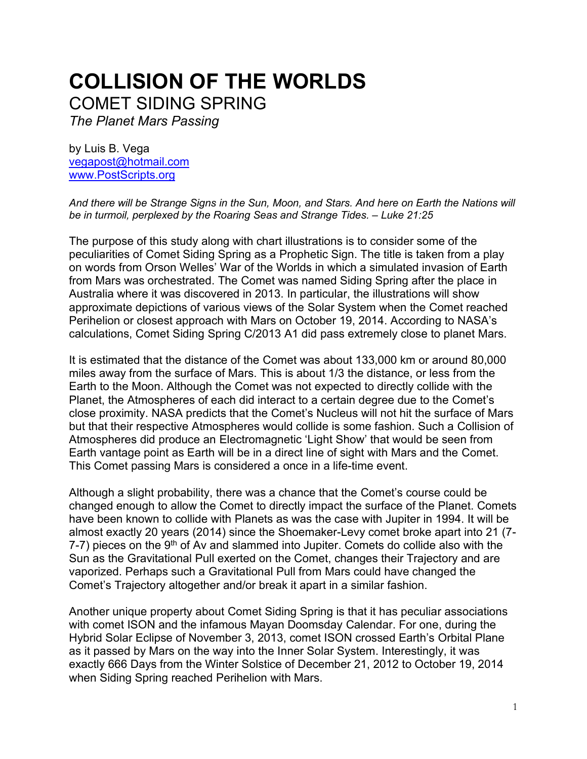# COLLISION OF THE WORLDS

## COMET SIDING SPRING

*The Planet Mars Passing*

by Luis B. Vega
vegapost@hotmail.com
www.PostScripts.org

*And there will be Strange Signs in the Sun, Moon, and Stars. And here on Earth the Nations will be in turmoil, perplexed by the Roaring Seas and Strange Tides. – Luke 21:25*

The purpose of this study along with chart illustrations is to consider some of the peculiarities of Comet Siding Spring as a Prophetic Sign. The title is taken from a play on words from Orson Welles' War of the Worlds in which a simulated invasion of Earth from Mars was orchestrated. The Comet was named Siding Spring after the place in Australia where it was discovered in 2013. In particular, the illustrations will show approximate depictions of various views of the Solar System when the Comet reached Perihelion or closest approach with Mars on October 19, 2014. According to NASA's calculations, Comet Siding Spring C/2013 A1 did pass extremely close to planet Mars.

It is estimated that the distance of the Comet was about 133,000 km or around 80,000 miles away from the surface of Mars. This is about 1/3 the distance, or less from the Earth to the Moon. Although the Comet was not expected to directly collide with the Planet, the Atmospheres of each did interact to a certain degree due to the Comet's close proximity. NASA predicts that the Comet's Nucleus will not hit the surface of Mars but that their respective Atmospheres would collide is some fashion. Such a Collision of Atmospheres did produce an Electromagnetic 'Light Show' that would be seen from Earth vantage point as Earth will be in a direct line of sight with Mars and the Comet. This Comet passing Mars is considered a once in a life-time event.

Although a slight probability, there was a chance that the Comet's course could be changed enough to allow the Comet to directly impact the surface of the Planet. Comets have been known to collide with Planets as was the case with Jupiter in 1994. It will be almost exactly 20 years (2014) since the Shoemaker-Levy comet broke apart into 21 (7-7-7) pieces on the 9th of Av and slammed into Jupiter. Comets do collide also with the Sun as the Gravitational Pull exerted on the Comet, changes their Trajectory and are vaporized. Perhaps such a Gravitational Pull from Mars could have changed the Comet's Trajectory altogether and/or break it apart in a similar fashion.

Another unique property about Comet Siding Spring is that it has peculiar associations with comet ISON and the infamous Mayan Doomsday Calendar. For one, during the Hybrid Solar Eclipse of November 3, 2013, comet ISON crossed Earth's Orbital Plane as it passed by Mars on the way into the Inner Solar System. Interestingly, it was exactly 666 Days from the Winter Solstice of December 21, 2012 to October 19, 2014 when Siding Spring reached Perihelion with Mars.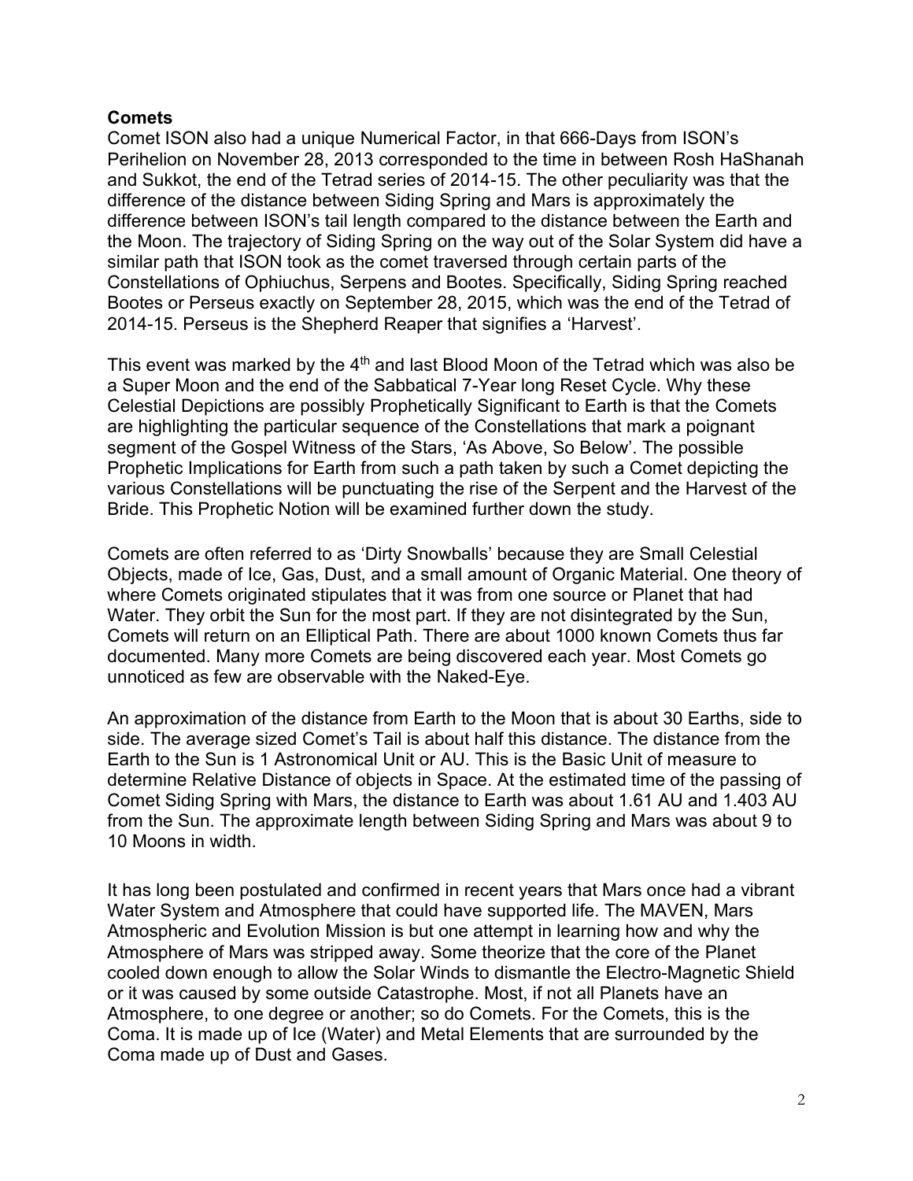**Comets**

Comet ISON also had a unique Numerical Factor, in that 666-Days from ISON's Perihelion on November 28, 2013 corresponded to the time in between Rosh HaShanah and Sukkot, the end of the Tetrad series of 2014-15. The other peculiarity was that the difference of the distance between Siding Spring and Mars is approximately the difference between ISON's tail length compared to the distance between the Earth and the Moon. The trajectory of Siding Spring on the way out of the Solar System did have a similar path that ISON took as the comet traversed through certain parts of the Constellations of Ophiuchus, Serpens and Bootes. Specifically, Siding Spring reached Bootes or Perseus exactly on September 28, 2015, which was the end of the Tetrad of 2014-15. Perseus is the Shepherd Reaper that signifies a 'Harvest'.

This event was marked by the 4th and last Blood Moon of the Tetrad which was also be a Super Moon and the end of the Sabbatical 7-Year long Reset Cycle. Why these Celestial Depictions are possibly Prophetically Significant to Earth is that the Comets are highlighting the particular sequence of the Constellations that mark a poignant segment of the Gospel Witness of the Stars, 'As Above, So Below'. The possible Prophetic Implications for Earth from such a path taken by such a Comet depicting the various Constellations will be punctuating the rise of the Serpent and the Harvest of the Bride. This Prophetic Notion will be examined further down the study.

Comets are often referred to as 'Dirty Snowballs' because they are Small Celestial Objects, made of Ice, Gas, Dust, and a small amount of Organic Material. One theory of where Comets originated stipulates that it was from one source or Planet that had Water. They orbit the Sun for the most part. If they are not disintegrated by the Sun, Comets will return on an Elliptical Path. There are about 1000 known Comets thus far documented. Many more Comets are being discovered each year. Most Comets go unnoticed as few are observable with the Naked-Eye.

An approximation of the distance from Earth to the Moon that is about 30 Earths, side to side. The average sized Comet's Tail is about half this distance. The distance from the Earth to the Sun is 1 Astronomical Unit or AU. This is the Basic Unit of measure to determine Relative Distance of objects in Space. At the estimated time of the passing of Comet Siding Spring with Mars, the distance to Earth was about 1.61 AU and 1.403 AU from the Sun. The approximate length between Siding Spring and Mars was about 9 to 10 Moons in width.

It has long been postulated and confirmed in recent years that Mars once had a vibrant Water System and Atmosphere that could have supported life. The MAVEN, Mars Atmospheric and Evolution Mission is but one attempt in learning how and why the Atmosphere of Mars was stripped away. Some theorize that the core of the Planet cooled down enough to allow the Solar Winds to dismantle the Electro-Magnetic Shield or it was caused by some outside Catastrophe. Most, if not all Planets have an Atmosphere, to one degree or another; so do Comets. For the Comets, this is the Coma. It is made up of Ice (Water) and Metal Elements that are surrounded by the Coma made up of Dust and Gases.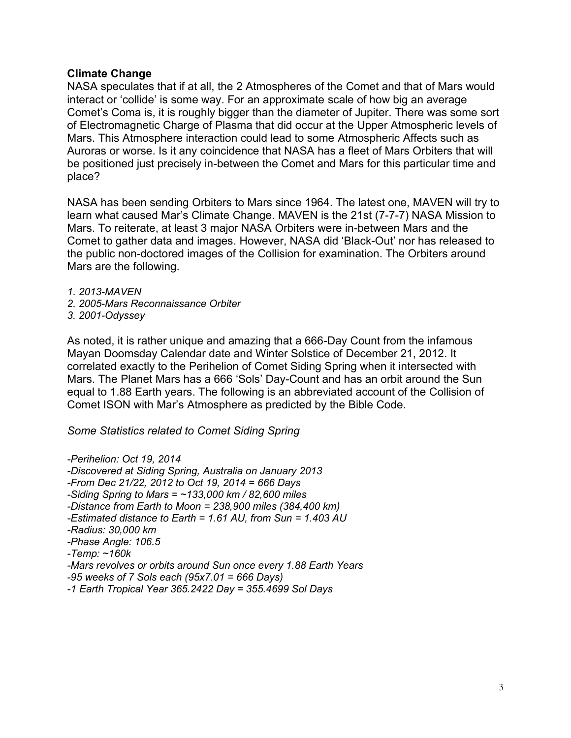**Climate Change**

NASA speculates that if at all, the 2 Atmospheres of the Comet and that of Mars would interact or 'collide' is some way. For an approximate scale of how big an average Comet's Coma is, it is roughly bigger than the diameter of Jupiter. There was some sort of Electromagnetic Charge of Plasma that did occur at the Upper Atmospheric levels of Mars. This Atmosphere interaction could lead to some Atmospheric Affects such as Auroras or worse. Is it any coincidence that NASA has a fleet of Mars Orbiters that will be positioned just precisely in-between the Comet and Mars for this particular time and place?

NASA has been sending Orbiters to Mars since 1964. The latest one, MAVEN will try to learn what caused Mar's Climate Change. MAVEN is the 21st (7-7-7) NASA Mission to Mars. To reiterate, at least 3 major NASA Orbiters were in-between Mars and the Comet to gather data and images. However, NASA did 'Black-Out' nor has released to the public non-doctored images of the Collision for examination. The Orbiters around Mars are the following.

*1. 2013-MAVEN*
*2. 2005-Mars Reconnaissance Orbiter*
*3. 2001-Odyssey*

As noted, it is rather unique and amazing that a 666-Day Count from the infamous Mayan Doomsday Calendar date and Winter Solstice of December 21, 2012. It correlated exactly to the Perihelion of Comet Siding Spring when it intersected with Mars. The Planet Mars has a 666 'Sols' Day-Count and has an orbit around the Sun equal to 1.88 Earth years. The following is an abbreviated account of the Collision of Comet ISON with Mar's Atmosphere as predicted by the Bible Code.

*Some Statistics related to Comet Siding Spring*

*-Perihelion: Oct 19, 2014*
*-Discovered at Siding Spring, Australia on January 2013*
*-From Dec 21/22, 2012 to Oct 19, 2014 = 666 Days*
*-Siding Spring to Mars = ~133,000 km / 82,600 miles*
*-Distance from Earth to Moon = 238,900 miles (384,400 km)*
*-Estimated distance to Earth = 1.61 AU, from Sun = 1.403 AU*
*-Radius: 30,000 km*
*-Phase Angle: 106.5*
*-Temp: ~160k*
*-Mars revolves or orbits around Sun once every 1.88 Earth Years*
*-95 weeks of 7 Sols each (95x7.01 = 666 Days)*
*-1 Earth Tropical Year 365.2422 Day = 355.4699 Sol Days*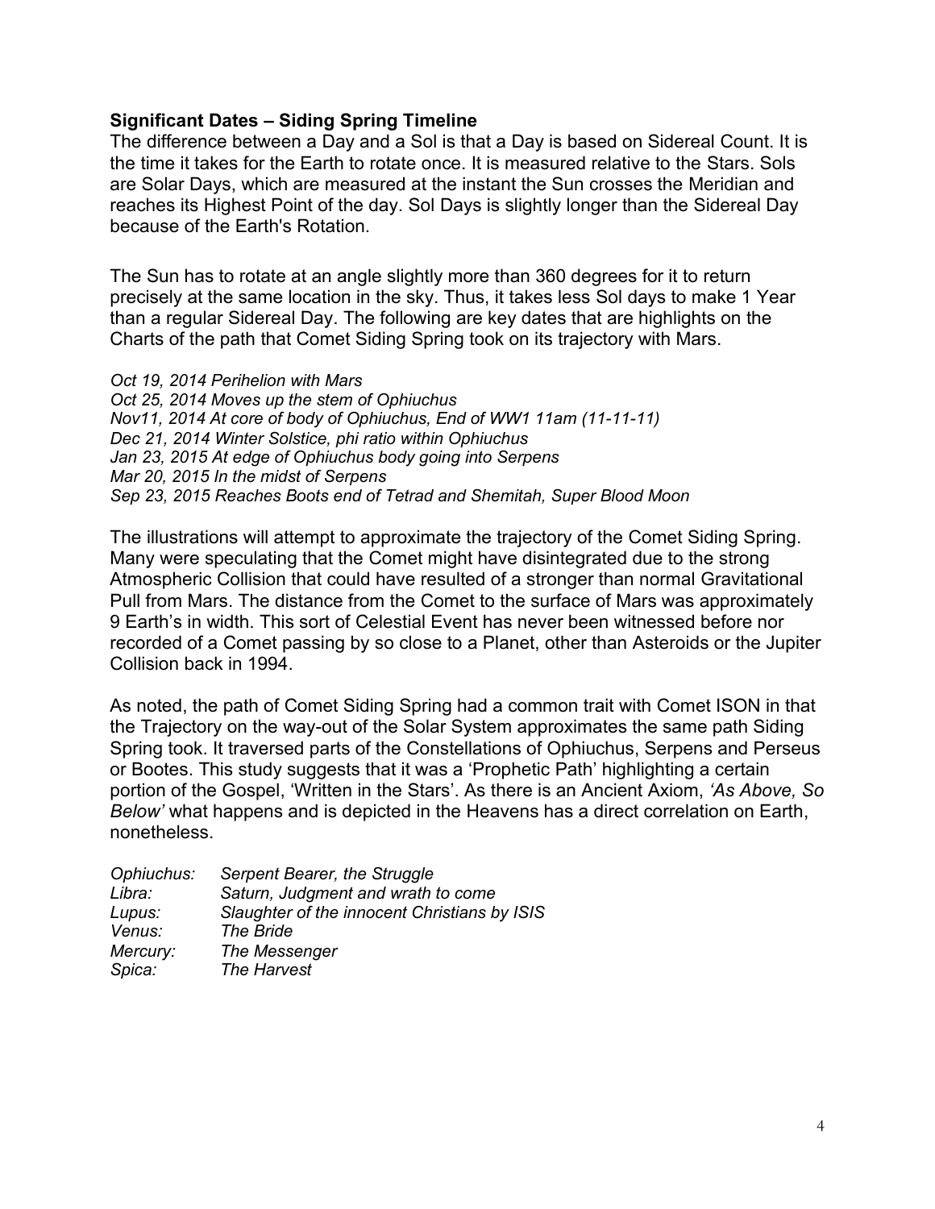**Significant Dates – Siding Spring Timeline**

The difference between a Day and a Sol is that a Day is based on Sidereal Count. It is the time it takes for the Earth to rotate once. It is measured relative to the Stars. Sols are Solar Days, which are measured at the instant the Sun crosses the Meridian and reaches its Highest Point of the day. Sol Days is slightly longer than the Sidereal Day because of the Earth's Rotation.

The Sun has to rotate at an angle slightly more than 360 degrees for it to return precisely at the same location in the sky. Thus, it takes less Sol days to make 1 Year than a regular Sidereal Day. The following are key dates that are highlights on the Charts of the path that Comet Siding Spring took on its trajectory with Mars.

*Oct 19, 2014 Perihelion with Mars*
*Oct 25, 2014 Moves up the stem of Ophiuchus*
*Nov11, 2014 At core of body of Ophiuchus, End of WW1 11am (11-11-11)*
*Dec 21, 2014 Winter Solstice, phi ratio within Ophiuchus*
*Jan 23, 2015 At edge of Ophiuchus body going into Serpens*
*Mar 20, 2015 In the midst of Serpens*
*Sep 23, 2015 Reaches Boots end of Tetrad and Shemitah, Super Blood Moon*

The illustrations will attempt to approximate the trajectory of the Comet Siding Spring. Many were speculating that the Comet might have disintegrated due to the strong Atmospheric Collision that could have resulted of a stronger than normal Gravitational Pull from Mars. The distance from the Comet to the surface of Mars was approximately 9 Earth's in width. This sort of Celestial Event has never been witnessed before nor recorded of a Comet passing by so close to a Planet, other than Asteroids or the Jupiter Collision back in 1994.

As noted, the path of Comet Siding Spring had a common trait with Comet ISON in that the Trajectory on the way-out of the Solar System approximates the same path Siding Spring took. It traversed parts of the Constellations of Ophiuchus, Serpens and Perseus or Bootes. This study suggests that it was a 'Prophetic Path' highlighting a certain portion of the Gospel, 'Written in the Stars'. As there is an Ancient Axiom, *'As Above, So Below'* what happens and is depicted in the Heavens has a direct correlation on Earth, nonetheless.

| | |
|---|---|
| *Ophiuchus:* | *Serpent Bearer, the Struggle* |
| *Libra:* | *Saturn, Judgment and wrath to come* |
| *Lupus:* | *Slaughter of the innocent Christians by ISIS* |
| *Venus:* | *The Bride* |
| *Mercury:* | *The Messenger* |
| *Spica:* | *The Harvest* |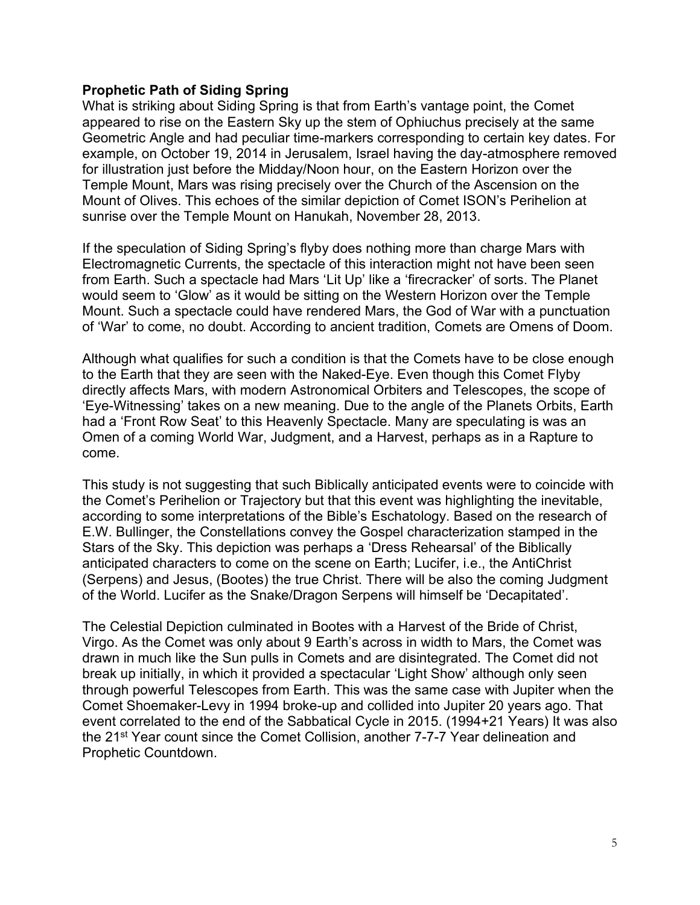**Prophetic Path of Siding Spring**

What is striking about Siding Spring is that from Earth's vantage point, the Comet appeared to rise on the Eastern Sky up the stem of Ophiuchus precisely at the same Geometric Angle and had peculiar time-markers corresponding to certain key dates. For example, on October 19, 2014 in Jerusalem, Israel having the day-atmosphere removed for illustration just before the Midday/Noon hour, on the Eastern Horizon over the Temple Mount, Mars was rising precisely over the Church of the Ascension on the Mount of Olives. This echoes of the similar depiction of Comet ISON's Perihelion at sunrise over the Temple Mount on Hanukah, November 28, 2013.

If the speculation of Siding Spring's flyby does nothing more than charge Mars with Electromagnetic Currents, the spectacle of this interaction might not have been seen from Earth. Such a spectacle had Mars 'Lit Up' like a 'firecracker' of sorts. The Planet would seem to 'Glow' as it would be sitting on the Western Horizon over the Temple Mount. Such a spectacle could have rendered Mars, the God of War with a punctuation of 'War' to come, no doubt. According to ancient tradition, Comets are Omens of Doom.

Although what qualifies for such a condition is that the Comets have to be close enough to the Earth that they are seen with the Naked-Eye. Even though this Comet Flyby directly affects Mars, with modern Astronomical Orbiters and Telescopes, the scope of 'Eye-Witnessing' takes on a new meaning. Due to the angle of the Planets Orbits, Earth had a 'Front Row Seat' to this Heavenly Spectacle. Many are speculating is was an Omen of a coming World War, Judgment, and a Harvest, perhaps as in a Rapture to come.

This study is not suggesting that such Biblically anticipated events were to coincide with the Comet's Perihelion or Trajectory but that this event was highlighting the inevitable, according to some interpretations of the Bible's Eschatology. Based on the research of E.W. Bullinger, the Constellations convey the Gospel characterization stamped in the Stars of the Sky. This depiction was perhaps a 'Dress Rehearsal' of the Biblically anticipated characters to come on the scene on Earth; Lucifer, i.e., the AntiChrist (Serpens) and Jesus, (Bootes) the true Christ. There will be also the coming Judgment of the World. Lucifer as the Snake/Dragon Serpens will himself be 'Decapitated'.

The Celestial Depiction culminated in Bootes with a Harvest of the Bride of Christ, Virgo. As the Comet was only about 9 Earth's across in width to Mars, the Comet was drawn in much like the Sun pulls in Comets and are disintegrated. The Comet did not break up initially, in which it provided a spectacular 'Light Show' although only seen through powerful Telescopes from Earth. This was the same case with Jupiter when the Comet Shoemaker-Levy in 1994 broke-up and collided into Jupiter 20 years ago. That event correlated to the end of the Sabbatical Cycle in 2015. (1994+21 Years) It was also the 21st Year count since the Comet Collision, another 7-7-7 Year delineation and Prophetic Countdown.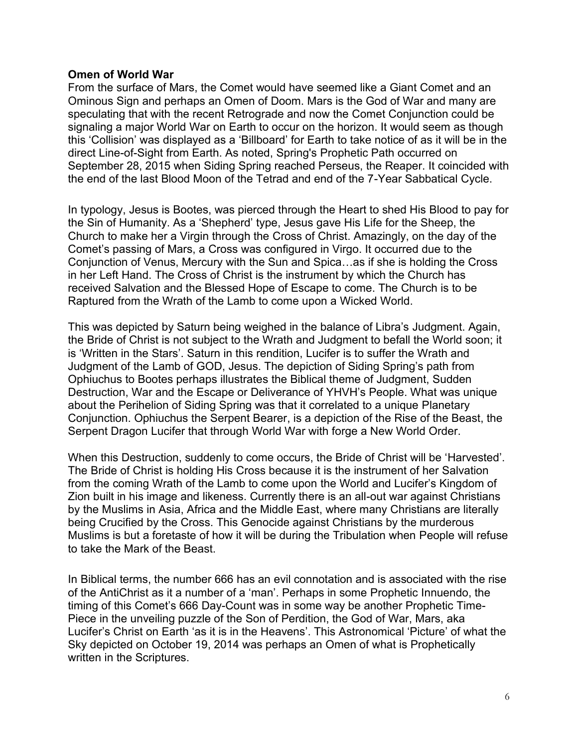**Omen of World War**

From the surface of Mars, the Comet would have seemed like a Giant Comet and an Ominous Sign and perhaps an Omen of Doom. Mars is the God of War and many are speculating that with the recent Retrograde and now the Comet Conjunction could be signaling a major World War on Earth to occur on the horizon. It would seem as though this 'Collision' was displayed as a 'Billboard' for Earth to take notice of as it will be in the direct Line-of-Sight from Earth. As noted, Spring's Prophetic Path occurred on September 28, 2015 when Siding Spring reached Perseus, the Reaper. It coincided with the end of the last Blood Moon of the Tetrad and end of the 7-Year Sabbatical Cycle.

In typology, Jesus is Bootes, was pierced through the Heart to shed His Blood to pay for the Sin of Humanity. As a 'Shepherd' type, Jesus gave His Life for the Sheep, the Church to make her a Virgin through the Cross of Christ. Amazingly, on the day of the Comet's passing of Mars, a Cross was configured in Virgo. It occurred due to the Conjunction of Venus, Mercury with the Sun and Spica…as if she is holding the Cross in her Left Hand. The Cross of Christ is the instrument by which the Church has received Salvation and the Blessed Hope of Escape to come. The Church is to be Raptured from the Wrath of the Lamb to come upon a Wicked World.

This was depicted by Saturn being weighed in the balance of Libra's Judgment. Again, the Bride of Christ is not subject to the Wrath and Judgment to befall the World soon; it is 'Written in the Stars'. Saturn in this rendition, Lucifer is to suffer the Wrath and Judgment of the Lamb of GOD, Jesus. The depiction of Siding Spring's path from Ophiuchus to Bootes perhaps illustrates the Biblical theme of Judgment, Sudden Destruction, War and the Escape or Deliverance of YHVH's People. What was unique about the Perihelion of Siding Spring was that it correlated to a unique Planetary Conjunction. Ophiuchus the Serpent Bearer, is a depiction of the Rise of the Beast, the Serpent Dragon Lucifer that through World War with forge a New World Order.

When this Destruction, suddenly to come occurs, the Bride of Christ will be 'Harvested'. The Bride of Christ is holding His Cross because it is the instrument of her Salvation from the coming Wrath of the Lamb to come upon the World and Lucifer's Kingdom of Zion built in his image and likeness. Currently there is an all-out war against Christians by the Muslims in Asia, Africa and the Middle East, where many Christians are literally being Crucified by the Cross. This Genocide against Christians by the murderous Muslims is but a foretaste of how it will be during the Tribulation when People will refuse to take the Mark of the Beast.

In Biblical terms, the number 666 has an evil connotation and is associated with the rise of the AntiChrist as it a number of a 'man'. Perhaps in some Prophetic Innuendo, the timing of this Comet's 666 Day-Count was in some way be another Prophetic Time-Piece in the unveiling puzzle of the Son of Perdition, the God of War, Mars, aka Lucifer's Christ on Earth 'as it is in the Heavens'. This Astronomical 'Picture' of what the Sky depicted on October 19, 2014 was perhaps an Omen of what is Prophetically written in the Scriptures.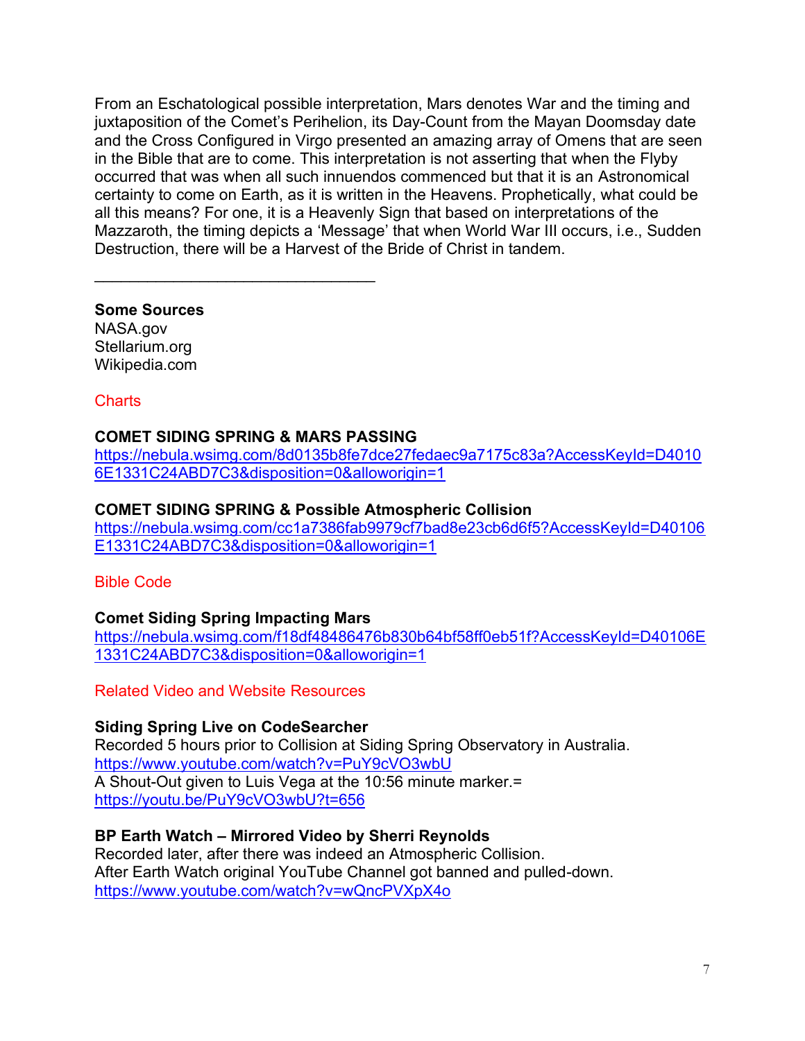From an Eschatological possible interpretation, Mars denotes War and the timing and juxtaposition of the Comet's Perihelion, its Day-Count from the Mayan Doomsday date and the Cross Configured in Virgo presented an amazing array of Omens that are seen in the Bible that are to come. This interpretation is not asserting that when the Flyby occurred that was when all such innuendos commenced but that it is an Astronomical certainty to come on Earth, as it is written in the Heavens. Prophetically, what could be all this means? For one, it is a Heavenly Sign that based on interpretations of the Mazzaroth, the timing depicts a 'Message' that when World War III occurs, i.e., Sudden Destruction, there will be a Harvest of the Bride of Christ in tandem.

---

**Some Sources**
NASA.gov
Stellarium.org
Wikipedia.com

Charts

**COMET SIDING SPRING & MARS PASSING**
https://nebula.wsimg.com/8d0135b8fe7dce27fedaec9a7175c83a?AccessKeyId=D40106E1331C24ABD7C3&disposition=0&alloworigin=1

**COMET SIDING SPRING & Possible Atmospheric Collision**
https://nebula.wsimg.com/cc1a7386fab9979cf7bad8e23cb6d6f5?AccessKeyId=D40106E1331C24ABD7C3&disposition=0&alloworigin=1

Bible Code

**Comet Siding Spring Impacting Mars**
https://nebula.wsimg.com/f18df48486476b830b64bf58ff0eb51f?AccessKeyId=D40106E1331C24ABD7C3&disposition=0&alloworigin=1

Related Video and Website Resources

**Siding Spring Live on CodeSearcher**
Recorded 5 hours prior to Collision at Siding Spring Observatory in Australia.
https://www.youtube.com/watch?v=PuY9cVO3wbU
A Shout-Out given to Luis Vega at the 10:56 minute marker.=
https://youtu.be/PuY9cVO3wbU?t=656

**BP Earth Watch – Mirrored Video by Sherri Reynolds**
Recorded later, after there was indeed an Atmospheric Collision.
After Earth Watch original YouTube Channel got banned and pulled-down.
https://www.youtube.com/watch?v=wQncPVXpX4o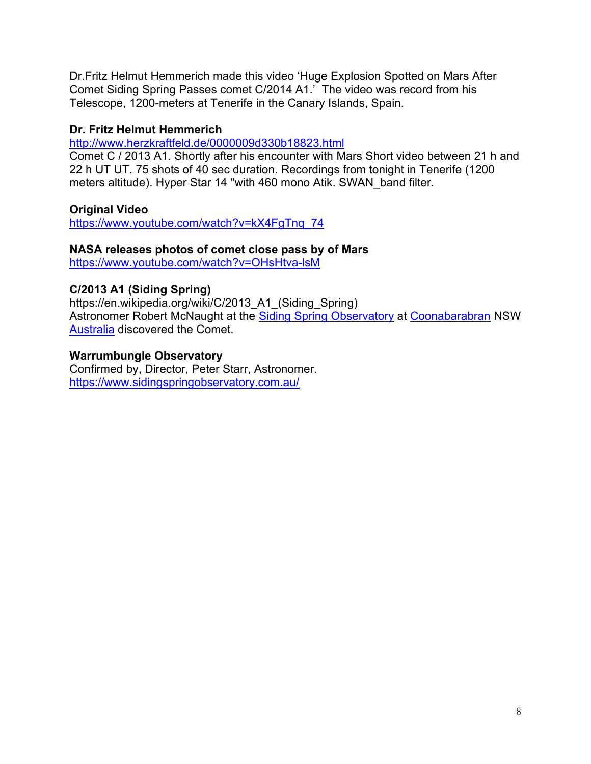Dr.Fritz Helmut Hemmerich made this video 'Huge Explosion Spotted on Mars After Comet Siding Spring Passes comet C/2014 A1.' The video was record from his Telescope, 1200-meters at Tenerife in the Canary Islands, Spain.

**Dr. Fritz Helmut Hemmerich**
[http://www.herzkraftfeld.de/0000009d330b18823.html](http://www.herzkraftfeld.de/0000009d330b18823.html)
Comet C / 2013 A1. Shortly after his encounter with Mars Short video between 21 h and 22 h UT UT. 75 shots of 40 sec duration. Recordings from tonight in Tenerife (1200 meters altitude). Hyper Star 14 "with 460 mono Atik. SWAN_band filter.

**Original Video**
[https://www.youtube.com/watch?v=kX4FgTnq_74](https://www.youtube.com/watch?v=kX4FgTnq_74)

**NASA releases photos of comet close pass by of Mars**
[https://www.youtube.com/watch?v=OHsHtva-lsM](https://www.youtube.com/watch?v=OHsHtva-lsM)

**C/2013 A1 (Siding Spring)**
https://en.wikipedia.org/wiki/C/2013_A1_(Siding_Spring)
Astronomer Robert McNaught at the Siding Spring Observatory at Coonabarabran NSW Australia discovered the Comet.

**Warrumbungle Observatory**
Confirmed by, Director, Peter Starr, Astronomer.
[https://www.sidingspringobservatory.com.au/](https://www.sidingspringobservatory.com.au/)